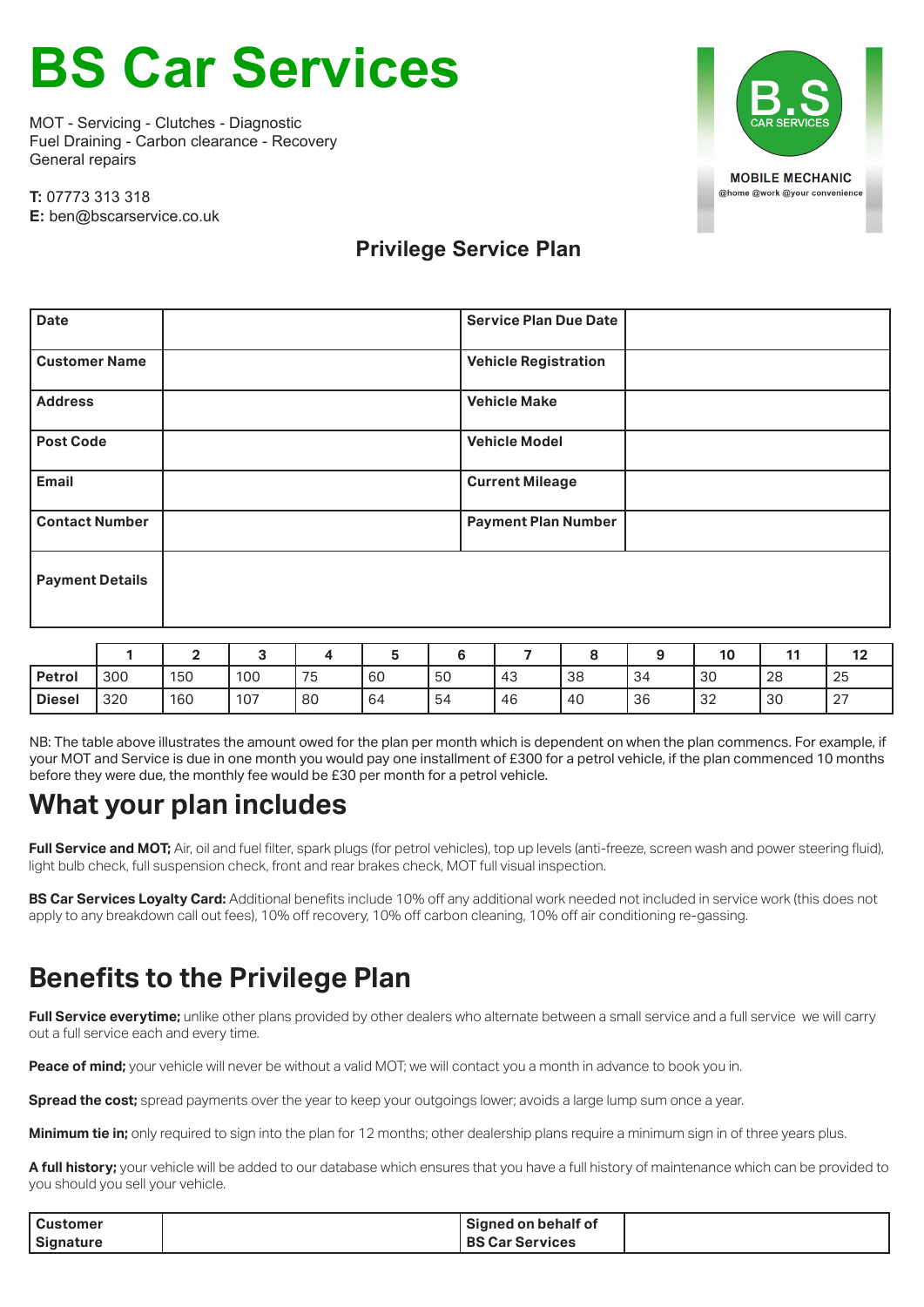# BS Car Services

MOT - Servicing - Clutches - Diagnostic
Fuel Draining - Carbon clearance - Recovery
General repairs

**T:** 07773 313 318
**E:** ben@bscarservice.co.uk

B.S CAR SERVICES
MOBILE MECHANIC
@home @work @your convenience

## Privilege Service Plan

| **Date** | | **Service Plan Due Date** | |
|---|---|---|---|
| **Customer Name** | | **Vehicle Registration** | |
| **Address** | | **Vehicle Make** | |
| **Post Code** | | **Vehicle Model** | |
| **Email** | | **Current Mileage** | |
| **Contact Number** | | **Payment Plan Number** | |
| **Payment Details** | | | |

| | 1 | 2 | 3 | 4 | 5 | 6 | 7 | 8 | 9 | 10 | 11 | 12 |
|---|---|---|---|---|---|---|---|---|---|---|---|---|
| **Petrol** | 300 | 150 | 100 | 75 | 60 | 50 | 43 | 38 | 34 | 30 | 28 | 25 |
| **Diesel** | 320 | 160 | 107 | 80 | 64 | 54 | 46 | 40 | 36 | 32 | 30 | 27 |

NB: The table above illustrates the amount owed for the plan per month which is dependent on when the plan commencs. For example, if your MOT and Service is due in one month you would pay one installment of £300 for a petrol vehicle, if the plan commenced 10 months before they were due, the monthly fee would be £30 per month for a petrol vehicle.

## What your plan includes

**Full Service and MOT;** Air, oil and fuel filter, spark plugs (for petrol vehicles), top up levels (anti-freeze, screen wash and power steering fluid), light bulb check, full suspension check, front and rear brakes check, MOT full visual inspection.

**BS Car Services Loyalty Card:** Additional benefits include 10% off any additional work needed not included in service work (this does not apply to any breakdown call out fees), 10% off recovery, 10% off carbon cleaning, 10% off air conditioning re-gassing.

## Benefits to the Privilege Plan

**Full Service everytime;** unlike other plans provided by other dealers who alternate between a small service and a full service we will carry out a full service each and every time.

**Peace of mind;** your vehicle will never be without a valid MOT; we will contact you a month in advance to book you in.

**Spread the cost;** spread payments over the year to keep your outgoings lower; avoids a large lump sum once a year.

**Minimum tie in;** only required to sign into the plan for 12 months; other dealership plans require a minimum sign in of three years plus.

**A full history;** your vehicle will be added to our database which ensures that you have a full history of maintenance which can be provided to you should you sell your vehicle.

| **Customer Signature** | | **Signed on behalf of BS Car Services** | |
|---|---|---|---|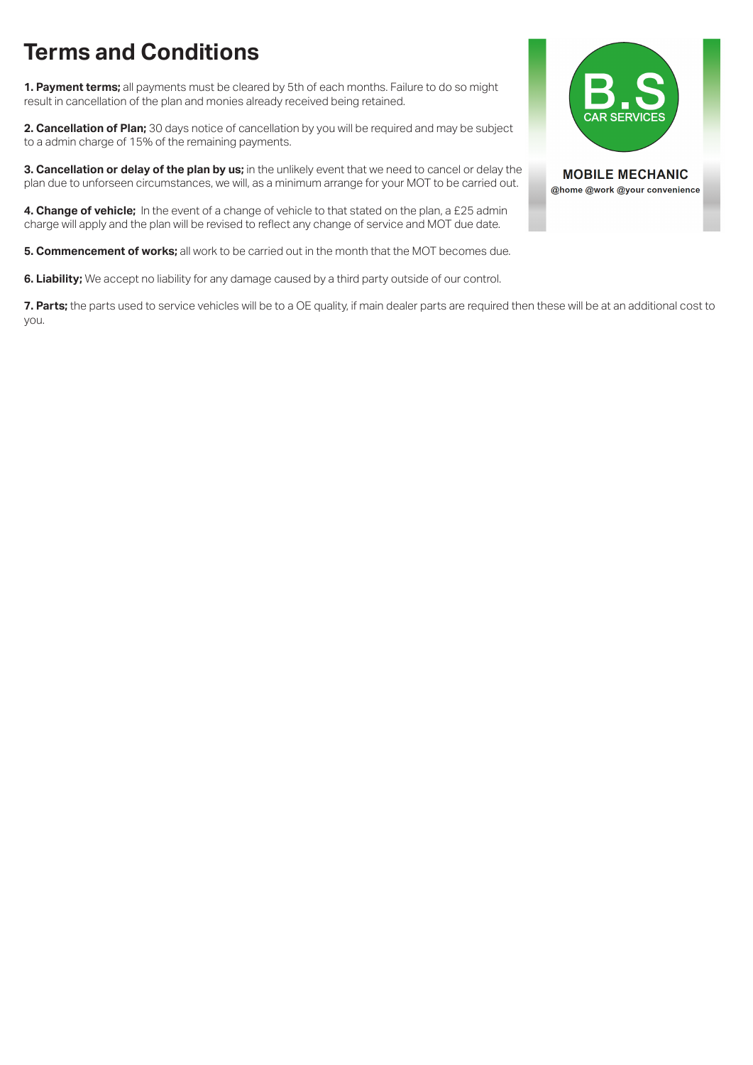# Terms and Conditions

B.S
CAR SERVICES

MOBILE MECHANIC
@home @work @your convenience

**1. Payment terms;** all payments must be cleared by 5th of each months. Failure to do so might result in cancellation of the plan and monies already received being retained.

**2. Cancellation of Plan;** 30 days notice of cancellation by you will be required and may be subject to a admin charge of 15% of the remaining payments.

**3. Cancellation or delay of the plan by us;** in the unlikely event that we need to cancel or delay the plan due to unforseen circumstances, we will, as a minimum arrange for your MOT to be carried out.

**4. Change of vehicle;** In the event of a change of vehicle to that stated on the plan, a £25 admin charge will apply and the plan will be revised to reflect any change of service and MOT due date.

**5. Commencement of works;** all work to be carried out in the month that the MOT becomes due.

**6. Liability;** We accept no liability for any damage caused by a third party outside of our control.

**7. Parts;** the parts used to service vehicles will be to a OE quality, if main dealer parts are required then these will be at an additional cost to you.